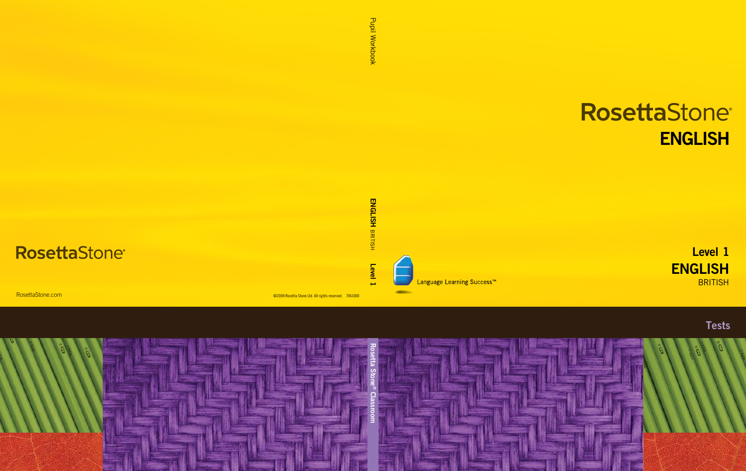# RosettaStone®

## ENGLISH

### Level 1

## ENGLISH

BRITISH

Tests

Language Learning Success™

Pupil Workbook

ENGLISH BRITISH Level 1

Rosetta Stone® Classroom

RosettaStone®

RosettaStone.com

©2008 Rosetta Stone Ltd. All rights reserved. 7061000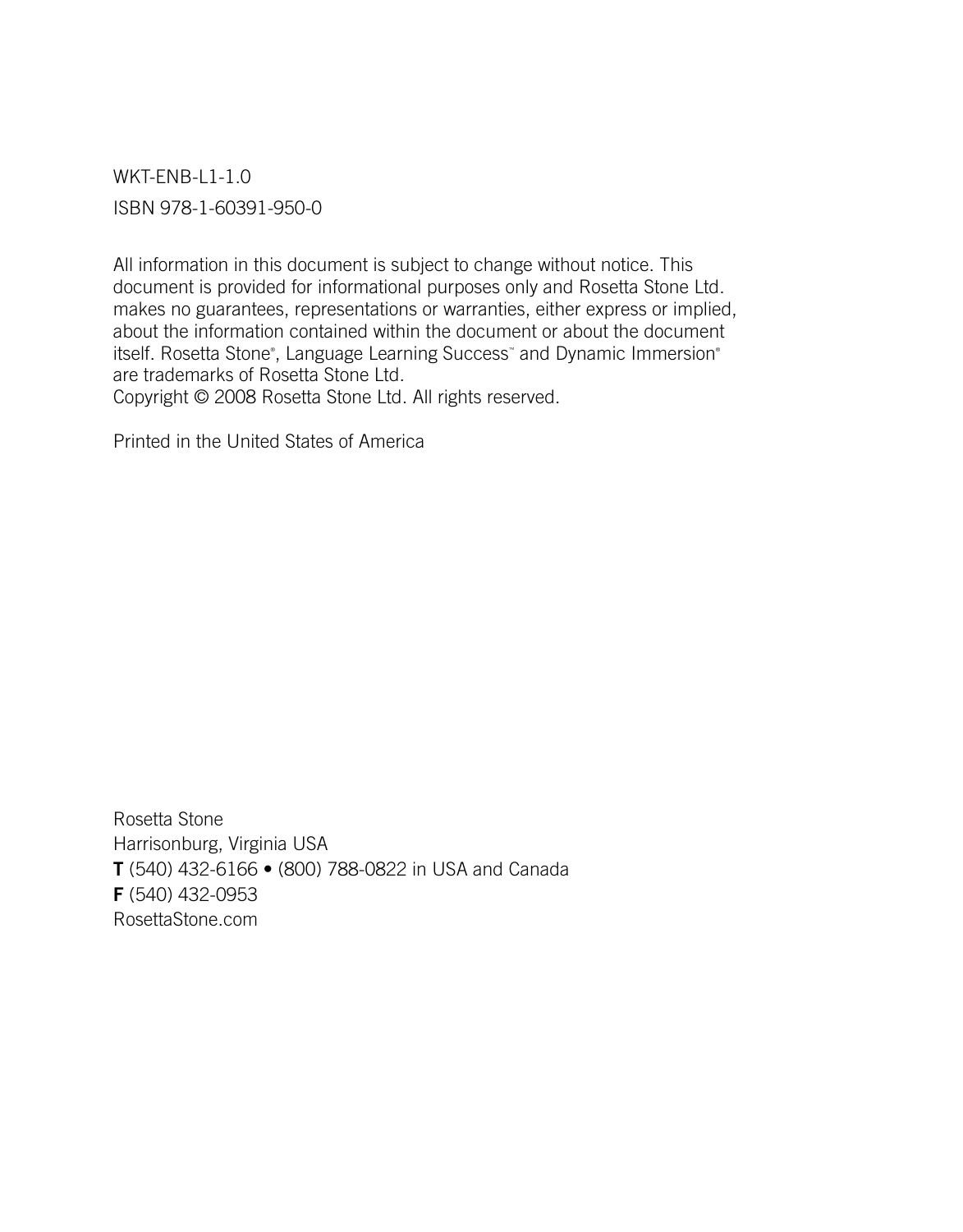WKT-ENB-L1-1.0

ISBN 978-1-60391-950-0

All information in this document is subject to change without notice. This document is provided for informational purposes only and Rosetta Stone Ltd. makes no guarantees, representations or warranties, either express or implied, about the information contained within the document or about the document itself. Rosetta Stone®, Language Learning Success™ and Dynamic Immersion® are trademarks of Rosetta Stone Ltd.
Copyright © 2008 Rosetta Stone Ltd. All rights reserved.

Printed in the United States of America

Rosetta Stone
Harrisonburg, Virginia USA
**T** (540) 432-6166 • (800) 788-0822 in USA and Canada
**F** (540) 432-0953
RosettaStone.com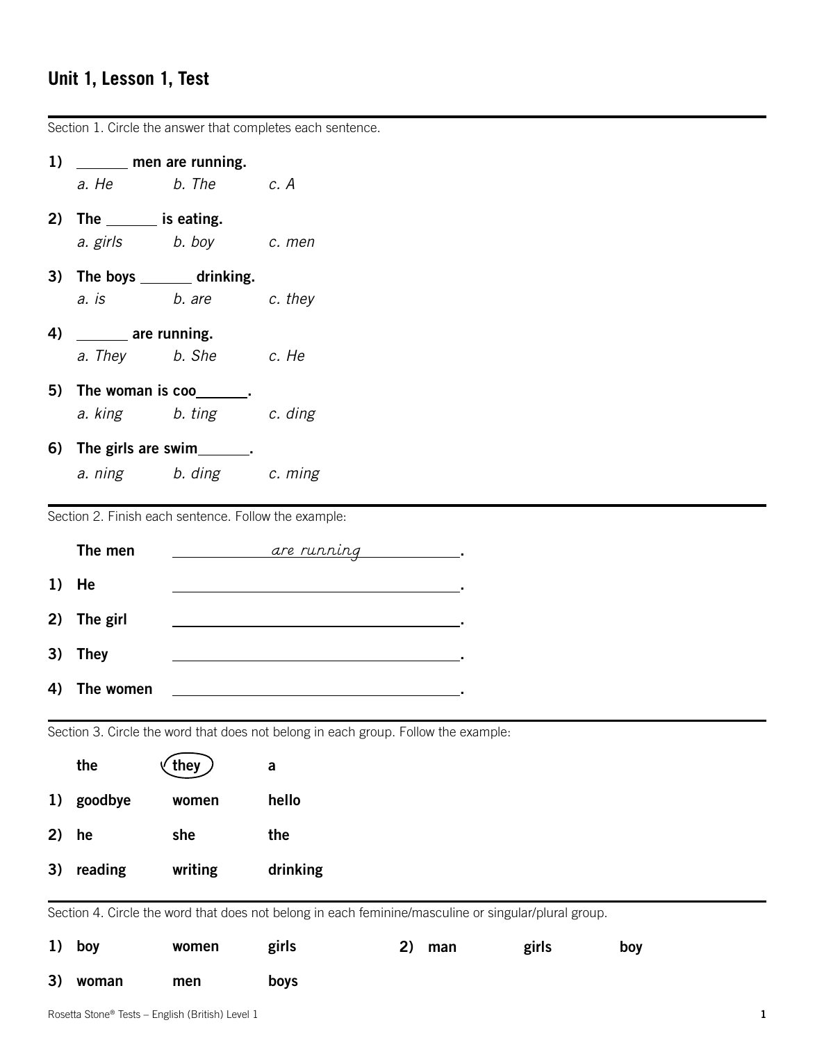## Unit 1, Lesson 1, Test

---

Section 1. Circle the answer that completes each sentence.

**1)** **\_\_\_\_\_\_\_ men are running.**
*a. He* *b. The* *c. A*

**2)** **The \_\_\_\_\_\_\_ is eating.**
*a. girls* *b. boy* *c. men*

**3)** **The boys \_\_\_\_\_\_\_ drinking.**
*a. is* *b. are* *c. they*

**4)** **\_\_\_\_\_\_\_ are running.**
*a. They* *b. She* *c. He*

**5)** **The woman is coo\_\_\_\_\_\_\_.**
*a. king* *b. ting* *c. ding*

**6)** **The girls are swim\_\_\_\_\_\_\_.**
*a. ning* *b. ding* *c. ming*

---

Section 2. Finish each sentence. Follow the example:

**The men** *are running*.

**1)** **He** \_\_\_\_\_\_\_\_\_\_\_\_\_\_\_\_\_\_\_\_\_\_\_\_.

**2)** **The girl** \_\_\_\_\_\_\_\_\_\_\_\_\_\_\_\_\_\_\_\_\_\_\_\_.

**3)** **They** \_\_\_\_\_\_\_\_\_\_\_\_\_\_\_\_\_\_\_\_\_\_\_\_.

**4)** **The women** \_\_\_\_\_\_\_\_\_\_\_\_\_\_\_\_\_\_\_\_\_\_\_\_.

---

Section 3. Circle the word that does not belong in each group. Follow the example:

| | | | |
|---|---|---|---|
| | **the** | **(they)** | **a** |
| **1)** | **goodbye** | **women** | **hello** |
| **2)** | **he** | **she** | **the** |
| **3)** | **reading** | **writing** | **drinking** |

---

Section 4. Circle the word that does not belong in each feminine/masculine or singular/plural group.

| | | | | | | | |
|---|---|---|---|---|---|---|---|
| **1)** | **boy** | **women** | **girls** | **2)** | **man** | **girls** | **boy** |
| **3)** | **woman** | **men** | **boys** | | | | |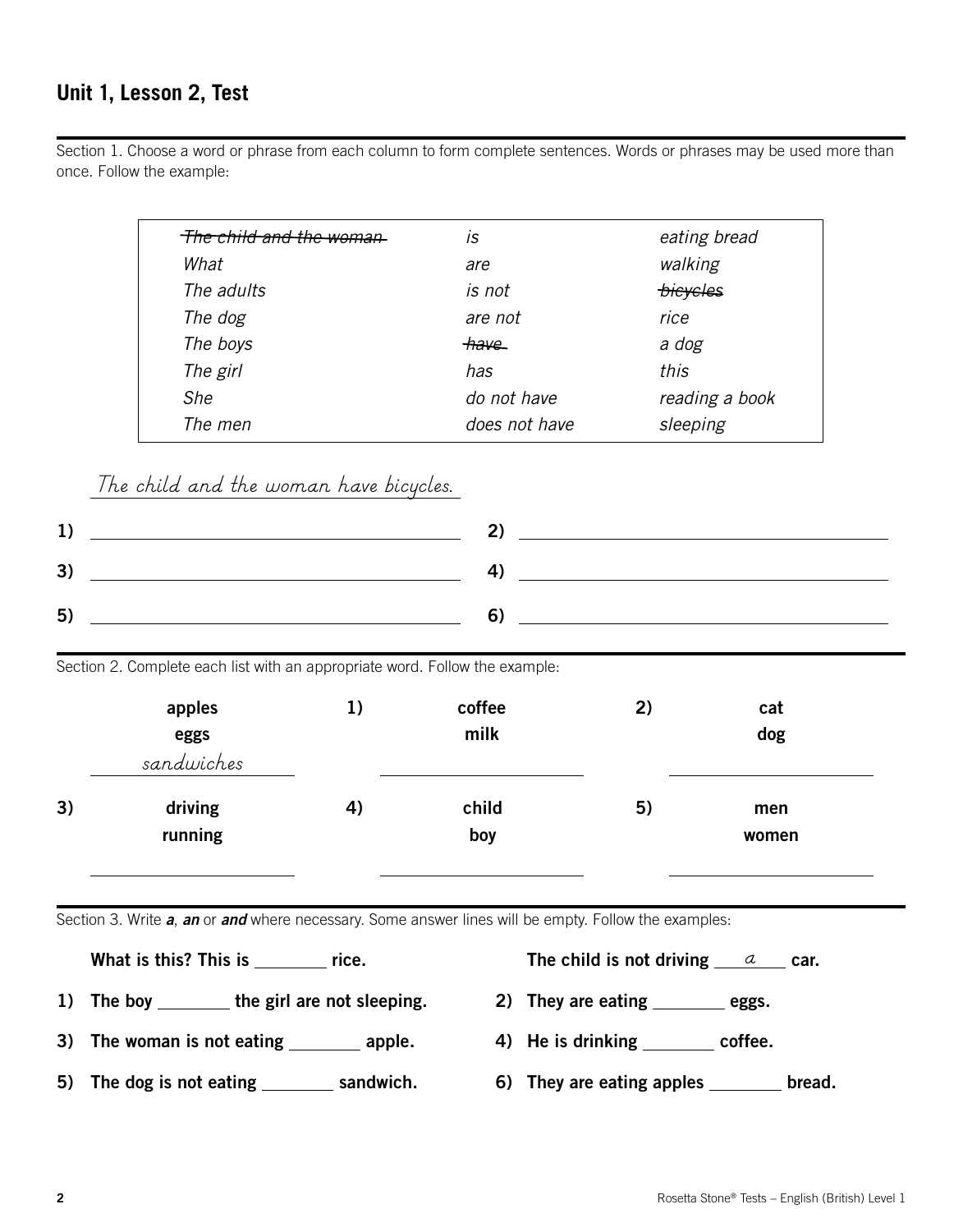## Unit 1, Lesson 2, Test

Section 1. Choose a word or phrase from each column to form complete sentences. Words or phrases may be used more than once. Follow the example:

| | | |
|---|---|---|
| ~~*The child and the woman*~~ | *is* | *eating bread* |
| *What* | *are* | *walking* |
| *The adults* | *is not* | ~~*bicycles*~~ |
| *The dog* | *are not* | *rice* |
| *The boys* | ~~*have*~~ | *a dog* |
| *The girl* | *has* | *this* |
| *She* | *do not have* | *reading a book* |
| *The men* | *does not have* | *sleeping* |

*The child and the woman have bicycles.*

1) ______________________ 2) ______________________

3) ______________________ 4) ______________________

5) ______________________ 6) ______________________

Section 2. Complete each list with an appropriate word. Follow the example:

| | | |
|---|---|---|
| **apples**<br>**eggs**<br>*sandwiches* | 1) **coffee**<br>**milk**<br>__________ | 2) **cat**<br>**dog**<br>__________ |
| 3) **driving**<br>**running**<br>__________ | 4) **child**<br>**boy**<br>__________ | 5) **men**<br>**women**<br>__________ |

Section 3. Write ***a***, ***an*** or ***and*** where necessary. Some answer lines will be empty. Follow the examples:

**What is this? This is ________ rice.**

**The child is not driving ___*a*___ car.**

1) **The boy ________ the girl are not sleeping.**

2) **They are eating ________ eggs.**

3) **The woman is not eating ________ apple.**

4) **He is drinking ________ coffee.**

5) **The dog is not eating ________ sandwich.**

6) **They are eating apples ________ bread.**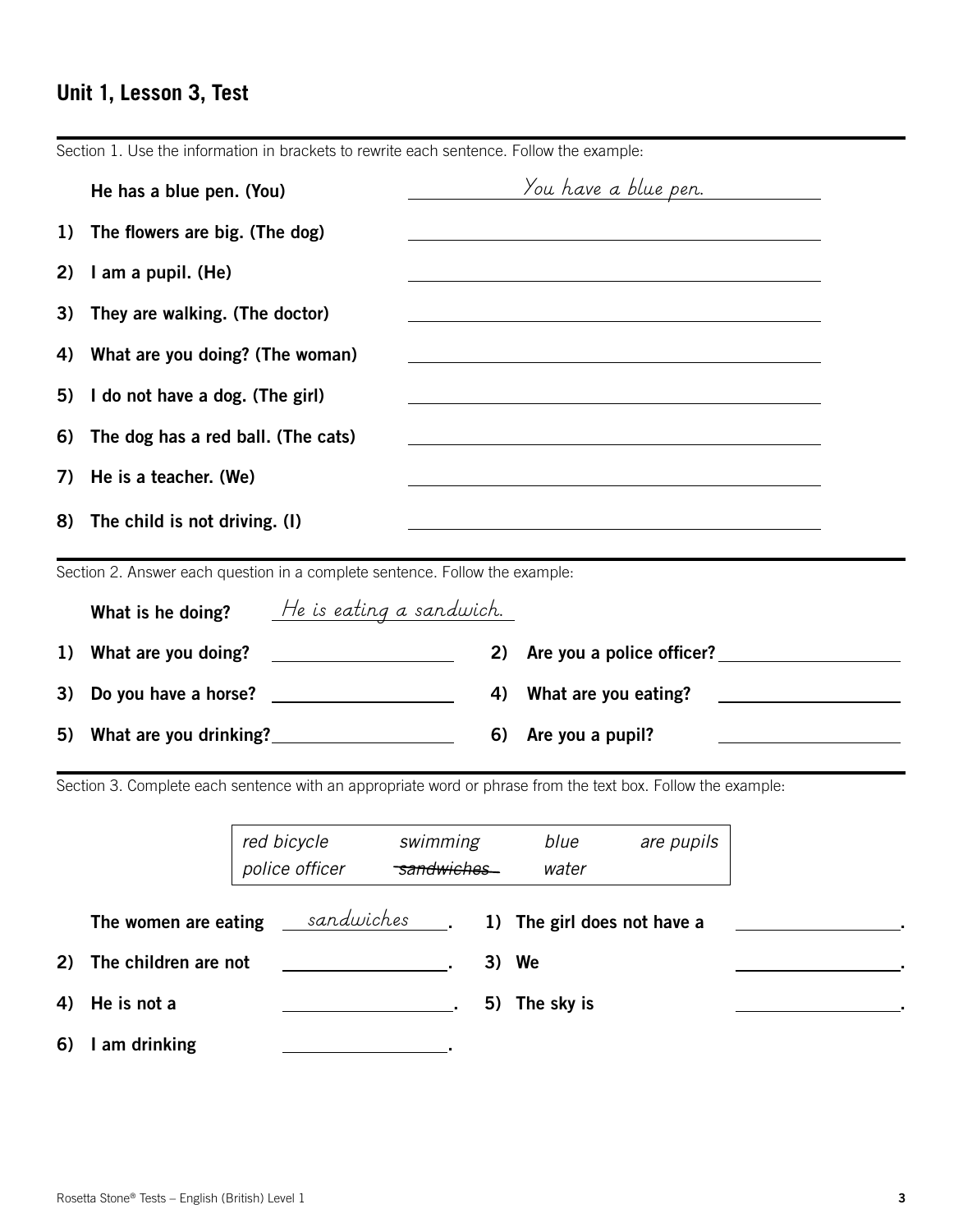## Unit 1, Lesson 3, Test

Section 1. Use the information in brackets to rewrite each sentence. Follow the example:

**He has a blue pen. (You)** _You have a blue pen._

1) **The flowers are big. (The dog)** ______________________

2) **I am a pupil. (He)** ______________________

3) **They are walking. (The doctor)** ______________________

4) **What are you doing? (The woman)** ______________________

5) **I do not have a dog. (The girl)** ______________________

6) **The dog has a red ball. (The cats)** ______________________

7) **He is a teacher. (We)** ______________________

8) **The child is not driving. (I)** ______________________

Section 2. Answer each question in a complete sentence. Follow the example:

**What is he doing?** _He is eating a sandwich._

1) **What are you doing?** ______________________

2) **Are you a police officer?** ______________________

3) **Do you have a horse?** ______________________

4) **What are you eating?** ______________________

5) **What are you drinking?** ______________________

6) **Are you a pupil?** ______________________

Section 3. Complete each sentence with an appropriate word or phrase from the text box. Follow the example:

| | | | |
|---|---|---|---|
| *red bicycle* | *swimming* | *blue* | *are pupils* |
| *police officer* | ~~*sandwiches*~~ | *water* | |

**The women are eating** _sandwiches_.

1) **The girl does not have a** ______________________.

2) **The children are not** ______________________.

3) **We** ______________________.

4) **He is not a** ______________________.

5) **The sky is** ______________________.

6) **I am drinking** ______________________.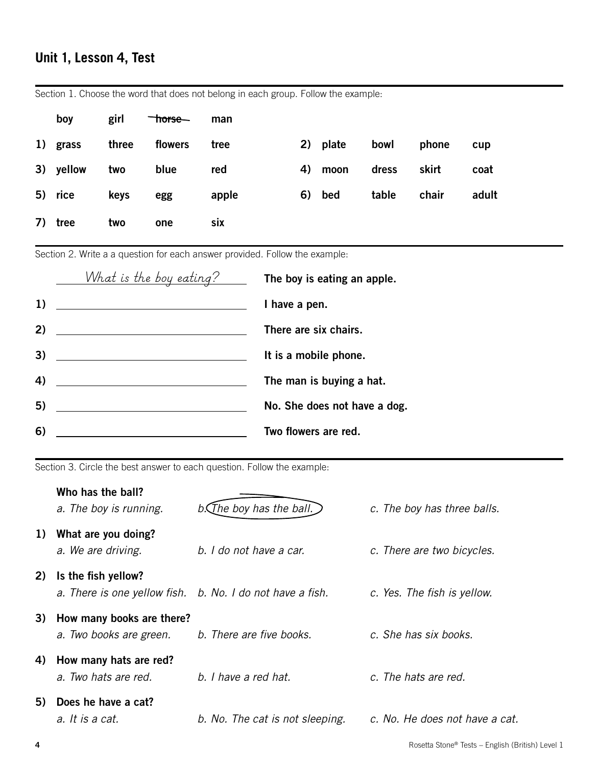## Unit 1, Lesson 4, Test

Section 1. Choose the word that does not belong in each group. Follow the example:

| | | | | |
|---|---|---|---|---|
| | **boy** | **girl** | ~~**horse**~~ | **man** |
| 1) | **grass** | **three** | **flowers** | **tree** |
| 2) | **plate** | **bowl** | **phone** | **cup** |
| 3) | **yellow** | **two** | **blue** | **red** |
| 4) | **moon** | **dress** | **skirt** | **coat** |
| 5) | **rice** | **keys** | **egg** | **apple** |
| 6) | **bed** | **table** | **chair** | **adult** |
| 7) | **tree** | **two** | **one** | **six** |

Section 2. Write a a question for each answer provided. Follow the example:

What is the boy eating? — **The boy is eating an apple.**

1) ______________________ **I have a pen.**

2) ______________________ **There are six chairs.**

3) ______________________ **It is a mobile phone.**

4) ______________________ **The man is buying a hat.**

5) ______________________ **No. She does not have a dog.**

6) ______________________ **Two flowers are red.**

Section 3. Circle the best answer to each question. Follow the example:

**Who has the ball?**
*a. The boy is running.* *b. The boy has the ball.* (circled) *c. The boy has three balls.*

1) **What are you doing?**
*a. We are driving.* *b. I do not have a car.* *c. There are two bicycles.*

2) **Is the fish yellow?**
*a. There is one yellow fish.* *b. No. I do not have a fish.* *c. Yes. The fish is yellow.*

3) **How many books are there?**
*a. Two books are green.* *b. There are five books.* *c. She has six books.*

4) **How many hats are red?**
*a. Two hats are red.* *b. I have a red hat.* *c. The hats are red.*

5) **Does he have a cat?**
*a. It is a cat.* *b. No. The cat is not sleeping.* *c. No. He does not have a cat.*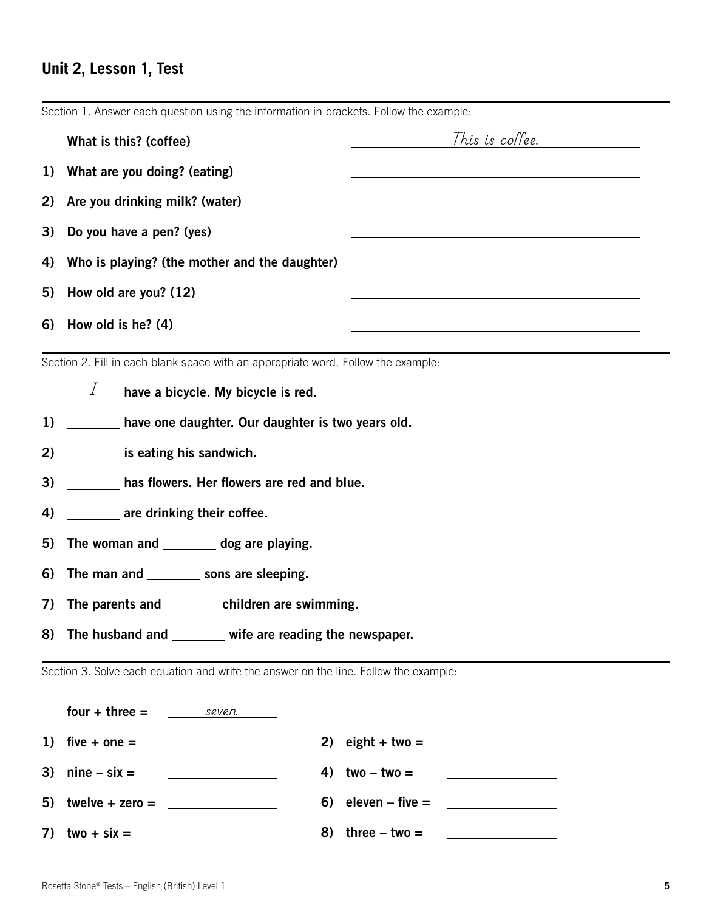## Unit 2, Lesson 1, Test

Section 1. Answer each question using the information in brackets. Follow the example:

**What is this? (coffee)** ___*This is coffee.*___

1) **What are you doing? (eating)** ______________________

2) **Are you drinking milk? (water)** ______________________

3) **Do you have a pen? (yes)** ______________________

4) **Who is playing? (the mother and the daughter)** ______________________

5) **How old are you? (12)** ______________________

6) **How old is he? (4)** ______________________

Section 2. Fill in each blank space with an appropriate word. Follow the example:

___*I*___ **have a bicycle. My bicycle is red.**

1) ________ **have one daughter. Our daughter is two years old.**

2) ________ **is eating his sandwich.**

3) ________ **has flowers. Her flowers are red and blue.**

4) ________ **are drinking their coffee.**

5) **The woman and** ________ **dog are playing.**

6) **The man and** ________ **sons are sleeping.**

7) **The parents and** ________ **children are swimming.**

8) **The husband and** ________ **wife are reading the newspaper.**

Section 3. Solve each equation and write the answer on the line. Follow the example:

**four + three =** ___*seven*___

1) **five + one =** ____________

2) **eight + two =** ____________

3) **nine – six =** ____________

4) **two – two =** ____________

5) **twelve + zero =** ____________

6) **eleven – five =** ____________

7) **two + six =** ____________

8) **three – two =** ____________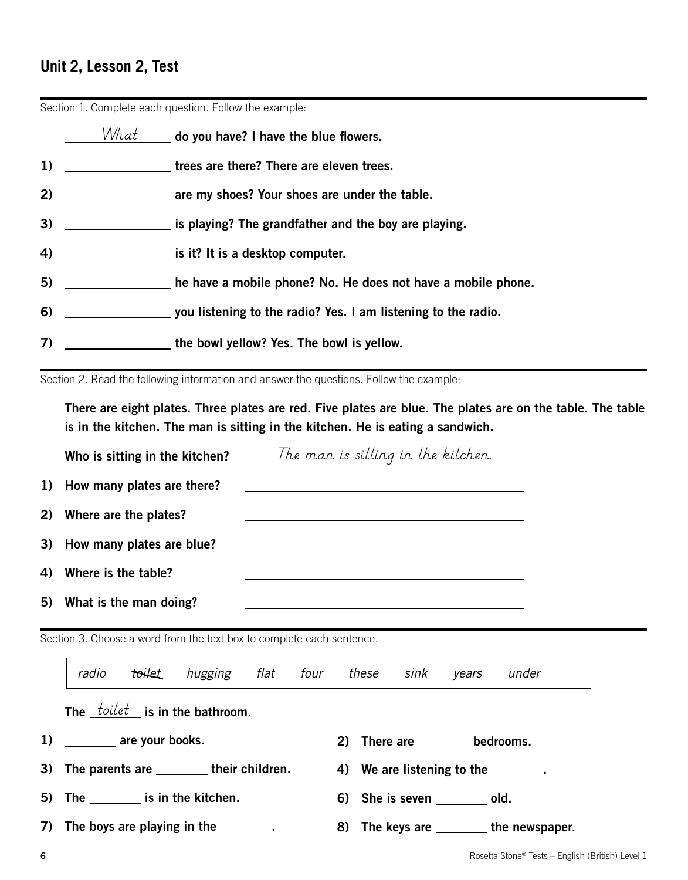## Unit 2, Lesson 2, Test

Section 1. Complete each question. Follow the example:

*What* **do you have? I have the blue flowers.**

1) ______________ **trees are there? There are eleven trees.**

2) ______________ **are my shoes? Your shoes are under the table.**

3) ______________ **is playing? The grandfather and the boy are playing.**

4) ______________ **is it? It is a desktop computer.**

5) ______________ **he have a mobile phone? No. He does not have a mobile phone.**

6) ______________ **you listening to the radio? Yes. I am listening to the radio.**

7) ______________ **the bowl yellow? Yes. The bowl is yellow.**

Section 2. Read the following information and answer the questions. Follow the example:

**There are eight plates. Three plates are red. Five plates are blue. The plates are on the table. The table is in the kitchen. The man is sitting in the kitchen. He is eating a sandwich.**

**Who is sitting in the kitchen?** *The man is sitting in the kitchen.*

1) **How many plates are there?** ______________________________

2) **Where are the plates?** ______________________________

3) **How many plates are blue?** ______________________________

4) **Where is the table?** ______________________________

5) **What is the man doing?** ______________________________

Section 3. Choose a word from the text box to complete each sentence.

| *radio* | ~~*toilet*~~ | *hugging* | *flat* | *four* | *these* | *sink* | *years* | *under* |
|---|---|---|---|---|---|---|---|---|

**The** *toilet* **is in the bathroom.**

1) ________ **are your books.**

2) **There are** ________ **bedrooms.**

3) **The parents are** ________ **their children.**

4) **We are listening to the** ________**.**

5) **The** ________ **is in the kitchen.**

6) **She is seven** ________ **old.**

7) **The boys are playing in the** ________**.**

8) **The keys are** ________ **the newspaper.**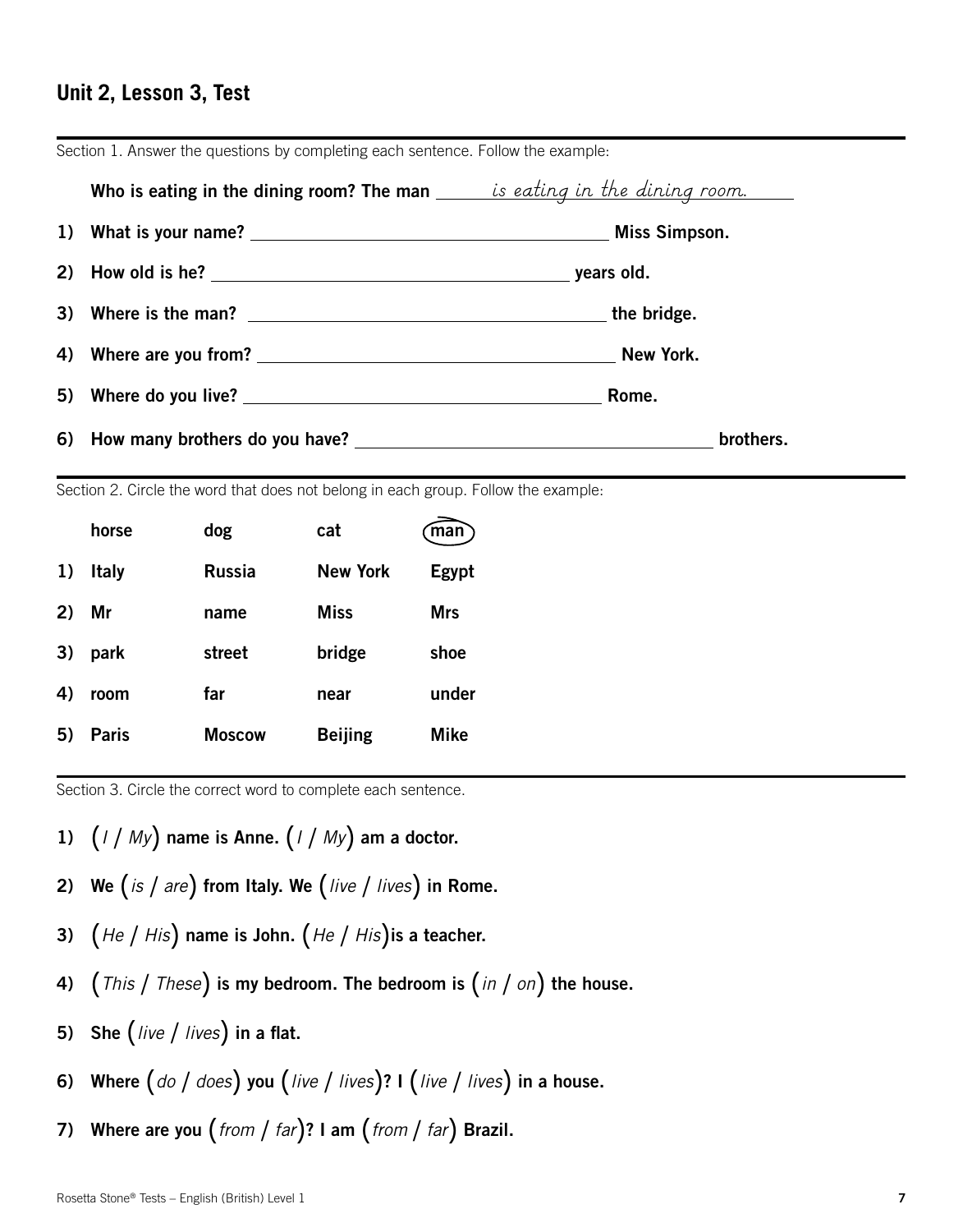## Unit 2, Lesson 3, Test

Section 1. Answer the questions by completing each sentence. Follow the example:

**Who is eating in the dining room? The man** ___*is eating in the dining room.*___

1) **What is your name?** ______________________________ **Miss Simpson.**

2) **How old is he?** ______________________________ **years old.**

3) **Where is the man?** ______________________________ **the bridge.**

4) **Where are you from?** ______________________________ **New York.**

5) **Where do you live?** ______________________________ **Rome.**

6) **How many brothers do you have?** ______________________________ **brothers.**

Section 2. Circle the word that does not belong in each group. Follow the example:

| | | | | |
|---|---|---|---|---|
| | **horse** | **dog** | **cat** | (**man**) |
| 1) | **Italy** | **Russia** | **New York** | **Egypt** |
| 2) | **Mr** | **name** | **Miss** | **Mrs** |
| 3) | **park** | **street** | **bridge** | **shoe** |
| 4) | **room** | **far** | **near** | **under** |
| 5) | **Paris** | **Moscow** | **Beijing** | **Mike** |

Section 3. Circle the correct word to complete each sentence.

1) (*I* / *My*) **name is Anne.** (*I* / *My*) **am a doctor.**

2) **We** (*is* / *are*) **from Italy. We** (*live* / *lives*) **in Rome.**

3) (*He* / *His*) **name is John.** (*He* / *His*) **is a teacher.**

4) (*This* / *These*) **is my bedroom. The bedroom is** (*in* / *on*) **the house.**

5) **She** (*live* / *lives*) **in a flat.**

6) **Where** (*do* / *does*) **you** (*live* / *lives*)**? I** (*live* / *lives*) **in a house.**

7) **Where are you** (*from* / *far*)**? I am** (*from* / *far*) **Brazil.**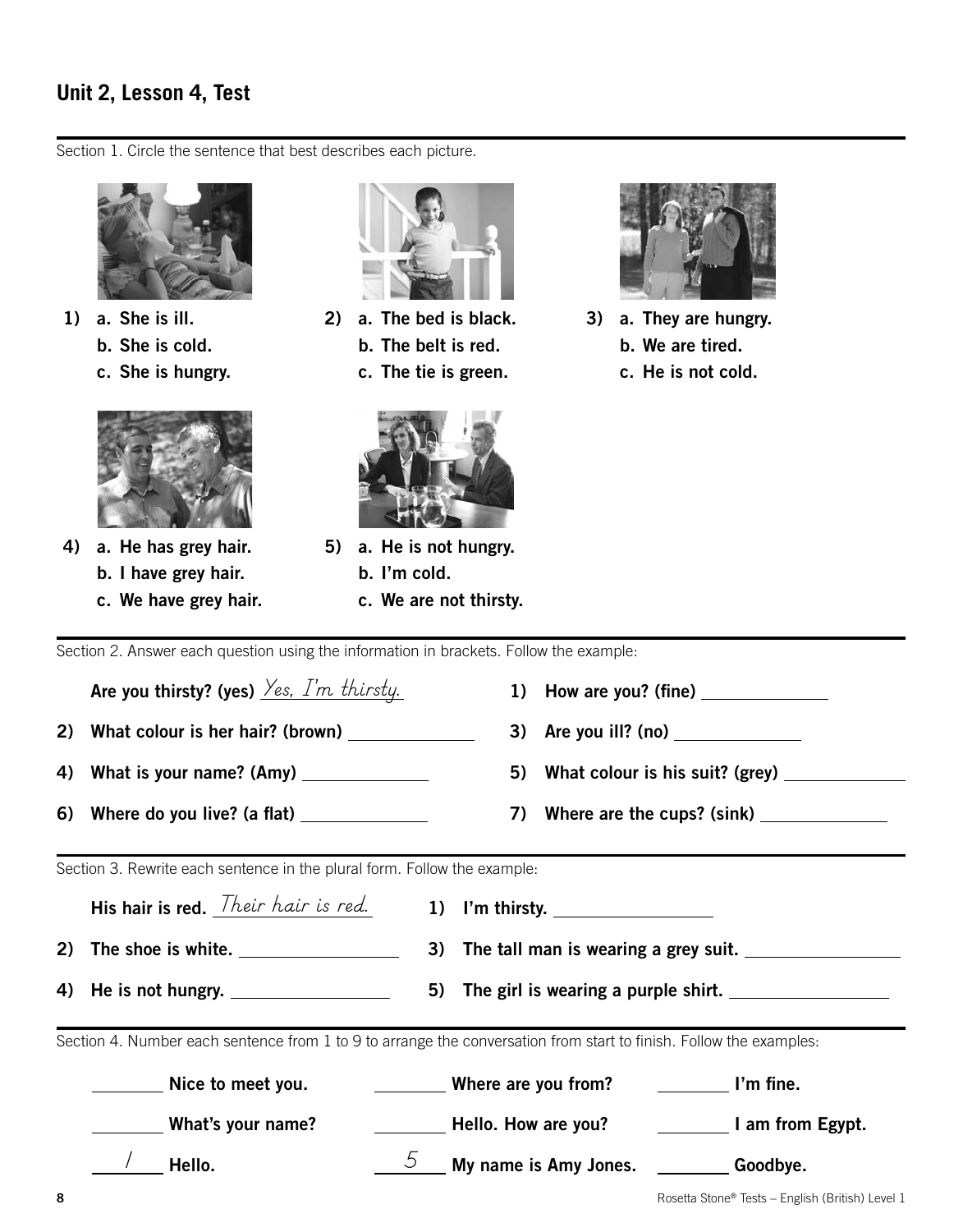## Unit 2, Lesson 4, Test

Section 1. Circle the sentence that best describes each picture.

**1)**
**a. She is ill.**
**b. She is cold.**
**c. She is hungry.**

**2)**
**a. The bed is black.**
**b. The belt is red.**
**c. The tie is green.**

**3)**
**a. They are hungry.**
**b. We are tired.**
**c. He is not cold.**

**4)**
**a. He has grey hair.**
**b. I have grey hair.**
**c. We have grey hair.**

**5)**
**a. He is not hungry.**
**b. I'm cold.**
**c. We are not thirsty.**

Section 2. Answer each question using the information in brackets. Follow the example:

**Are you thirsty? (yes)** *Yes, I'm thirsty.*

**1) How are you? (fine)** ______________

**2) What colour is her hair? (brown)** ______________

**3) Are you ill? (no)** ______________

**4) What is your name? (Amy)** ______________

**5) What colour is his suit? (grey)** ______________

**6) Where do you live? (a flat)** ______________

**7) Where are the cups? (sink)** ______________

Section 3. Rewrite each sentence in the plural form. Follow the example:

**His hair is red.** *Their hair is red.*

**1) I'm thirsty.** ______________

**2) The shoe is white.** ______________

**3) The tall man is wearing a grey suit.** ______________

**4) He is not hungry.** ______________

**5) The girl is wearing a purple shirt.** ______________

Section 4. Number each sentence from 1 to 9 to arrange the conversation from start to finish. Follow the examples:

______ **Nice to meet you.**

______ **What's your name?**

*1* **Hello.**

______ **Where are you from?**

______ **Hello. How are you?**

*5* **My name is Amy Jones.**

______ **I'm fine.**

______ **I am from Egypt.**

______ **Goodbye.**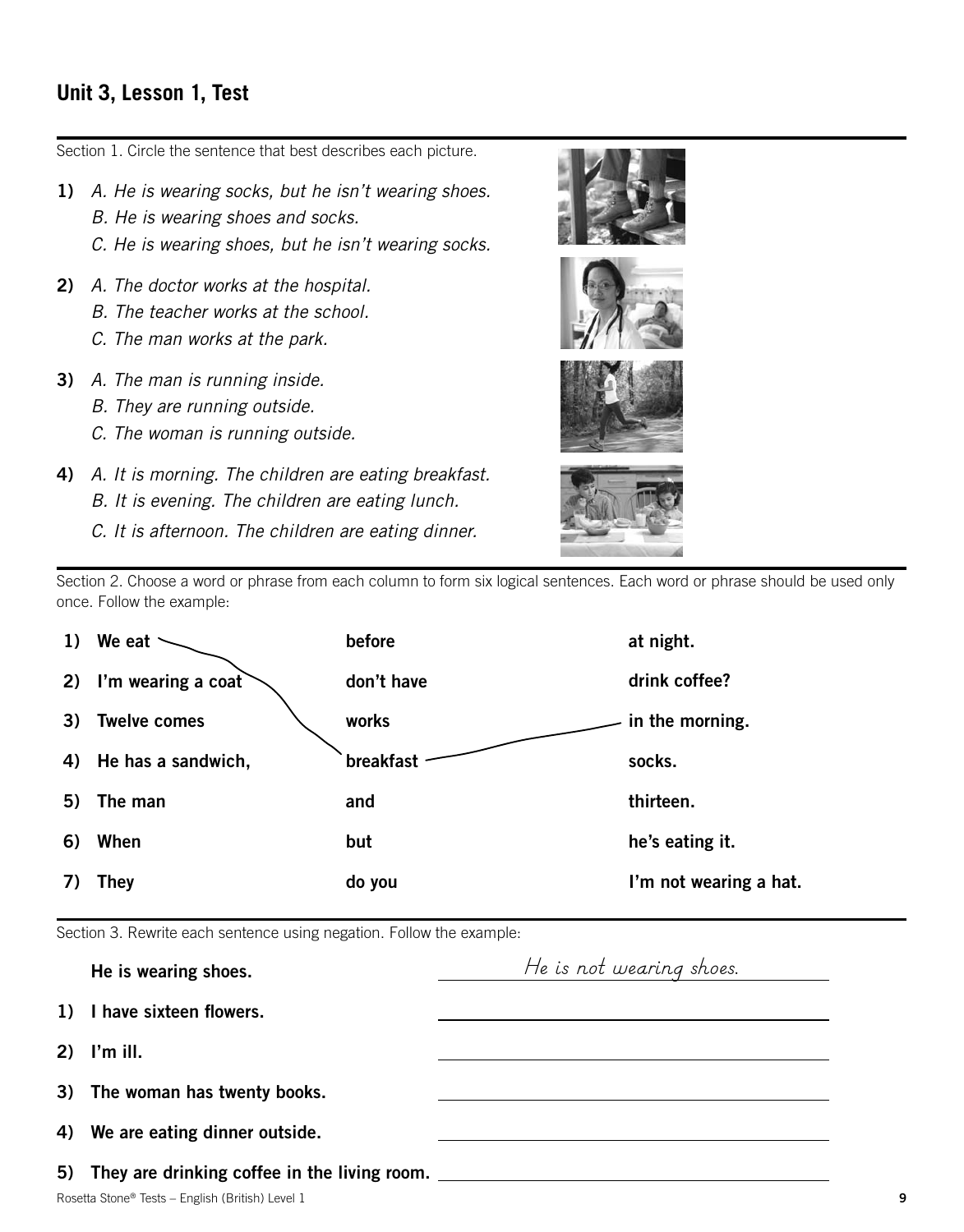## Unit 3, Lesson 1, Test

Section 1. Circle the sentence that best describes each picture.

**1)** *A. He is wearing socks, but he isn't wearing shoes.*
*B. He is wearing shoes and socks.*
*C. He is wearing shoes, but he isn't wearing socks.*

**2)** *A. The doctor works at the hospital.*
*B. The teacher works at the school.*
*C. The man works at the park.*

**3)** *A. The man is running inside.*
*B. They are running outside.*
*C. The woman is running outside.*

**4)** *A. It is morning. The children are eating breakfast.*
*B. It is evening. The children are eating lunch.*
*C. It is afternoon. The children are eating dinner.*

Section 2. Choose a word or phrase from each column to form six logical sentences. Each word or phrase should be used only once. Follow the example:

| | | |
|---|---|---|
| **1) We eat** | **before** | **at night.** |
| **2) I'm wearing a coat** | **don't have** | **drink coffee?** |
| **3) Twelve comes** | **works** | **in the morning.** |
| **4) He has a sandwich,** | **breakfast** | **socks.** |
| **5) The man** | **and** | **thirteen.** |
| **6) When** | **but** | **he's eating it.** |
| **7) They** | **do you** | **I'm not wearing a hat.** |

Section 3. Rewrite each sentence using negation. Follow the example:

**He is wearing shoes.** He is not wearing shoes.

**1) I have sixteen flowers.** \_\_\_\_\_\_\_\_\_\_\_\_\_\_\_\_

**2) I'm ill.** \_\_\_\_\_\_\_\_\_\_\_\_\_\_\_\_

**3) The woman has twenty books.** \_\_\_\_\_\_\_\_\_\_\_\_\_\_\_\_

**4) We are eating dinner outside.** \_\_\_\_\_\_\_\_\_\_\_\_\_\_\_\_

**5) They are drinking coffee in the living room.** \_\_\_\_\_\_\_\_\_\_\_\_\_\_\_\_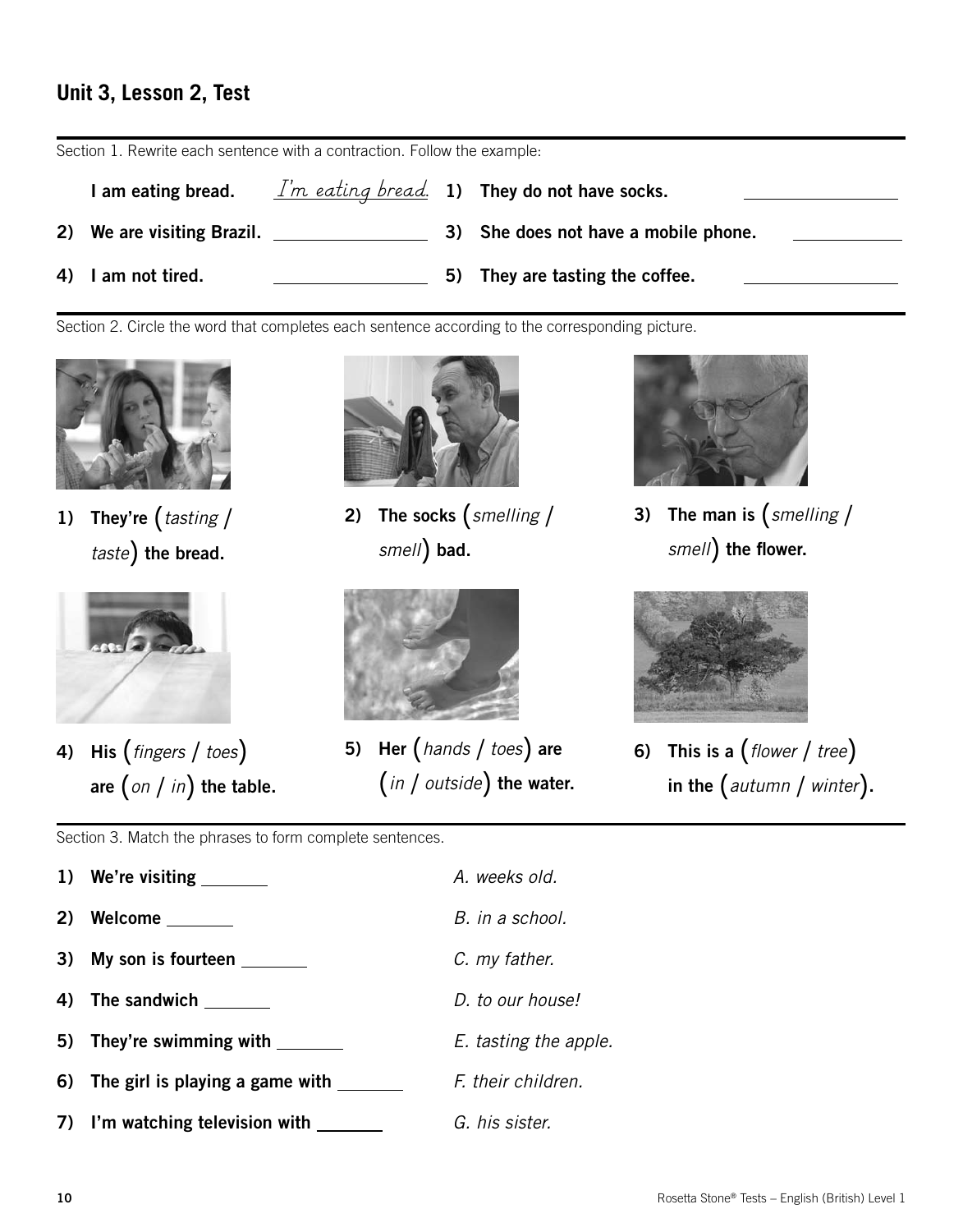## Unit 3, Lesson 2, Test

Section 1. Rewrite each sentence with a contraction. Follow the example:

**I am eating bread.** *I'm eating bread.*

1) **They do not have socks.** ________

2) **We are visiting Brazil.** ________

3) **She does not have a mobile phone.** ________

4) **I am not tired.** ________

5) **They are tasting the coffee.** ________

Section 2. Circle the word that completes each sentence according to the corresponding picture.

1) **They're (***tasting* / *taste***) the bread.**

2) **The socks (***smelling* / *smell***) bad.**

3) **The man is (***smelling* / *smell***) the flower.**

4) **His (***fingers* / *toes***) are (***on* / *in***) the table.**

5) **Her (***hands* / *toes***) are (***in* / *outside***) the water.**

6) **This is a (***flower* / *tree***) in the (***autumn* / *winter***).**

Section 3. Match the phrases to form complete sentences.

1) **We're visiting** ________ — *A. weeks old.*

2) **Welcome** ________ — *B. in a school.*

3) **My son is fourteen** ________ — *C. my father.*

4) **The sandwich** ________ — *D. to our house!*

5) **They're swimming with** ________ — *E. tasting the apple.*

6) **The girl is playing a game with** ________ — *F. their children.*

7) **I'm watching television with** ________ — *G. his sister.*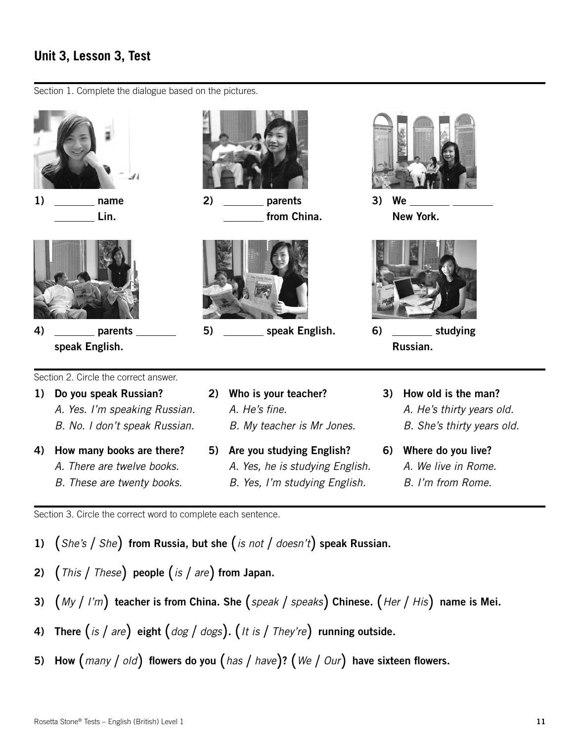## Unit 3, Lesson 3, Test

Section 1. Complete the dialogue based on the pictures.

1) _______ name _______ Lin.

2) _______ parents _______ from China.

3) We _______ _______ New York.

4) _______ parents _______ speak English.

5) _______ speak English.

6) _______ studying Russian.

Section 2. Circle the correct answer.

1) **Do you speak Russian?**
   *A. Yes. I'm speaking Russian.*
   *B. No. I don't speak Russian.*

2) **Who is your teacher?**
   *A. He's fine.*
   *B. My teacher is Mr Jones.*

3) **How old is the man?**
   *A. He's thirty years old.*
   *B. She's thirty years old.*

4) **How many books are there?**
   *A. There are twelve books.*
   *B. These are twenty books.*

5) **Are you studying English?**
   *A. Yes, he is studying English.*
   *B. Yes, I'm studying English.*

6) **Where do you live?**
   *A. We live in Rome.*
   *B. I'm from Rome.*

Section 3. Circle the correct word to complete each sentence.

1) (*She's* / *She*) **from Russia, but she** (*is not* / *doesn't*) **speak Russian.**

2) (*This* / *These*) **people** (*is* / *are*) **from Japan.**

3) (*My* / *I'm*) **teacher is from China. She** (*speak* / *speaks*) **Chinese.** (*Her* / *His*) **name is Mei.**

4) **There** (*is* / *are*) **eight** (*dog* / *dogs*). (*It is* / *They're*) **running outside.**

5) **How** (*many* / *old*) **flowers do you** (*has* / *have*)**?** (*We* / *Our*) **have sixteen flowers.**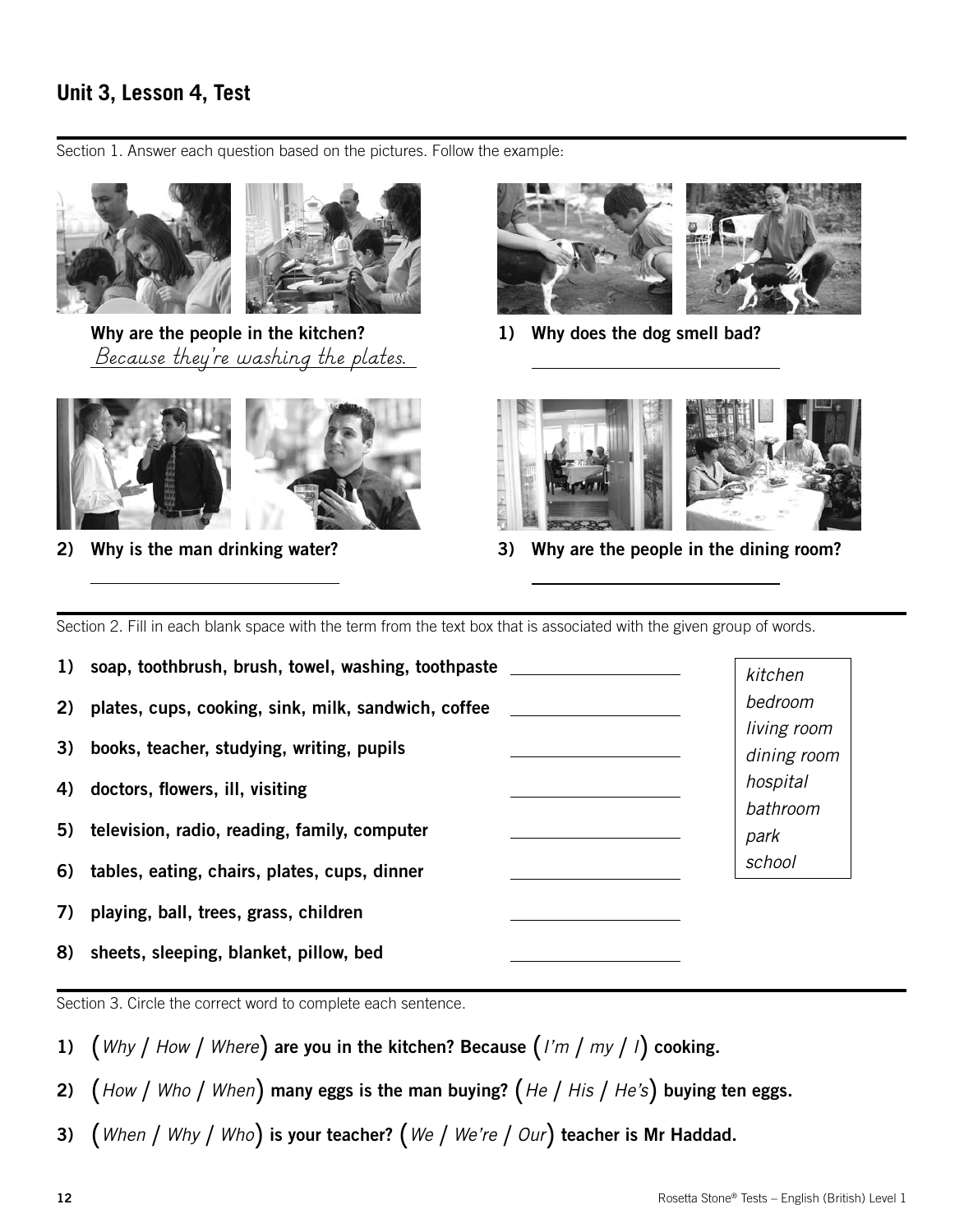## Unit 3, Lesson 4, Test

Section 1. Answer each question based on the pictures. Follow the example:

**Why are the people in the kitchen?**
*Because they're washing the plates.*

**1) Why does the dog smell bad?**

______________________________

**2) Why is the man drinking water?**

______________________________

**3) Why are the people in the dining room?**

______________________________

Section 2. Fill in each blank space with the term from the text box that is associated with the given group of words.

| |
|---|
| *kitchen* |
| *bedroom* |
| *living room* |
| *dining room* |
| *hospital* |
| *bathroom* |
| *park* |
| *school* |

1) **soap, toothbrush, brush, towel, washing, toothpaste** ______________

2) **plates, cups, cooking, sink, milk, sandwich, coffee** ______________

3) **books, teacher, studying, writing, pupils** ______________

4) **doctors, flowers, ill, visiting** ______________

5) **television, radio, reading, family, computer** ______________

6) **tables, eating, chairs, plates, cups, dinner** ______________

7) **playing, ball, trees, grass, children** ______________

8) **sheets, sleeping, blanket, pillow, bed** ______________

Section 3. Circle the correct word to complete each sentence.

1) (*Why* / *How* / *Where*) **are you in the kitchen? Because** (*I'm* / *my* / *I*) **cooking.**

2) (*How* / *Who* / *When*) **many eggs is the man buying?** (*He* / *His* / *He's*) **buying ten eggs.**

3) (*When* / *Why* / *Who*) **is your teacher?** (*We* / *We're* / *Our*) **teacher is Mr Haddad.**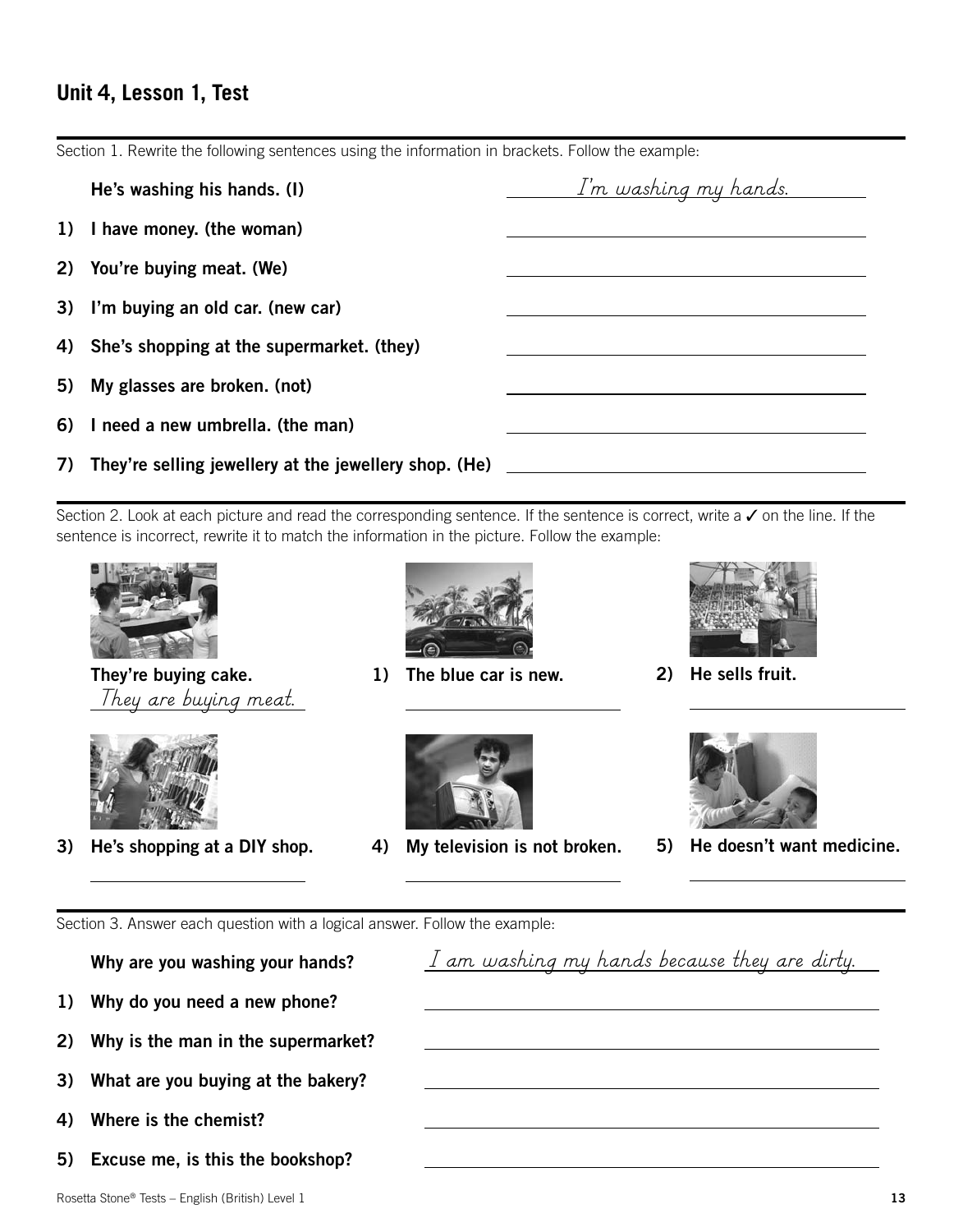## Unit 4, Lesson 1, Test

Section 1. Rewrite the following sentences using the information in brackets. Follow the example:

**He's washing his hands. (I)** *I'm washing my hands.*

1) **I have money. (the woman)** ______________________

2) **You're buying meat. (We)** ______________________

3) **I'm buying an old car. (new car)** ______________________

4) **She's shopping at the supermarket. (they)** ______________________

5) **My glasses are broken. (not)** ______________________

6) **I need a new umbrella. (the man)** ______________________

7) **They're selling jewellery at the jewellery shop. (He)** ______________________

Section 2. Look at each picture and read the corresponding sentence. If the sentence is correct, write a ✓ on the line. If the sentence is incorrect, rewrite it to match the information in the picture. Follow the example:

**They're buying cake.**
*They are buying meat.*

1) **The blue car is new.** ______________________

2) **He sells fruit.** ______________________

3) **He's shopping at a DIY shop.** ______________________

4) **My television is not broken.** ______________________

5) **He doesn't want medicine.** ______________________

Section 3. Answer each question with a logical answer. Follow the example:

**Why are you washing your hands?** *I am washing my hands because they are dirty.*

1) **Why do you need a new phone?** ______________________

2) **Why is the man in the supermarket?** ______________________

3) **What are you buying at the bakery?** ______________________

4) **Where is the chemist?** ______________________

5) **Excuse me, is this the bookshop?** ______________________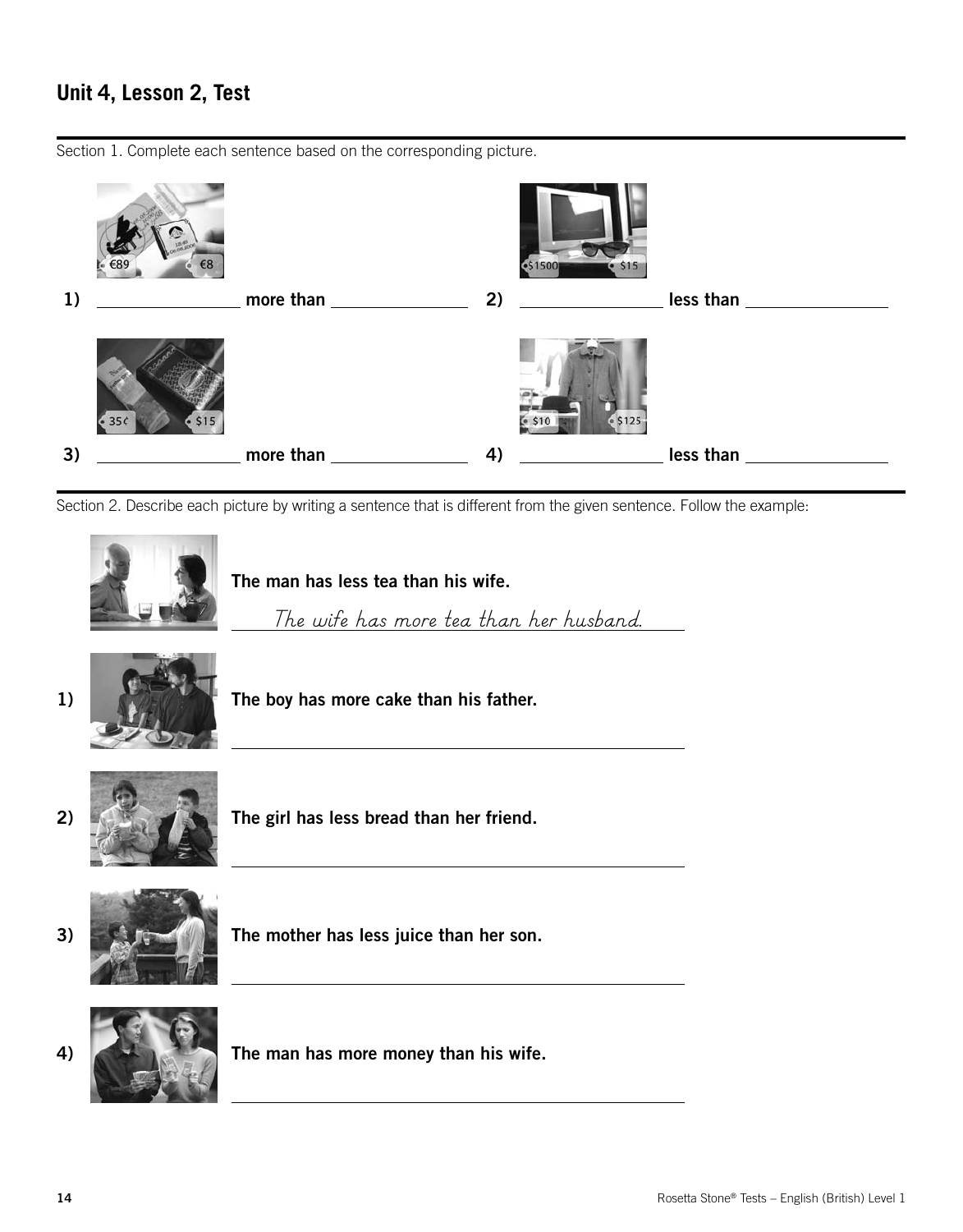## Unit 4, Lesson 2, Test

Section 1. Complete each sentence based on the corresponding picture.

1) ______________ more than ______________

2) ______________ less than ______________

3) ______________ more than ______________

4) ______________ less than ______________

Section 2. Describe each picture by writing a sentence that is different from the given sentence. Follow the example:

**The man has less tea than his wife.**

*The wife has more tea than her husband.*

1) **The boy has more cake than his father.**

______________________________________________

2) **The girl has less bread than her friend.**

______________________________________________

3) **The mother has less juice than her son.**

______________________________________________

4) **The man has more money than his wife.**

______________________________________________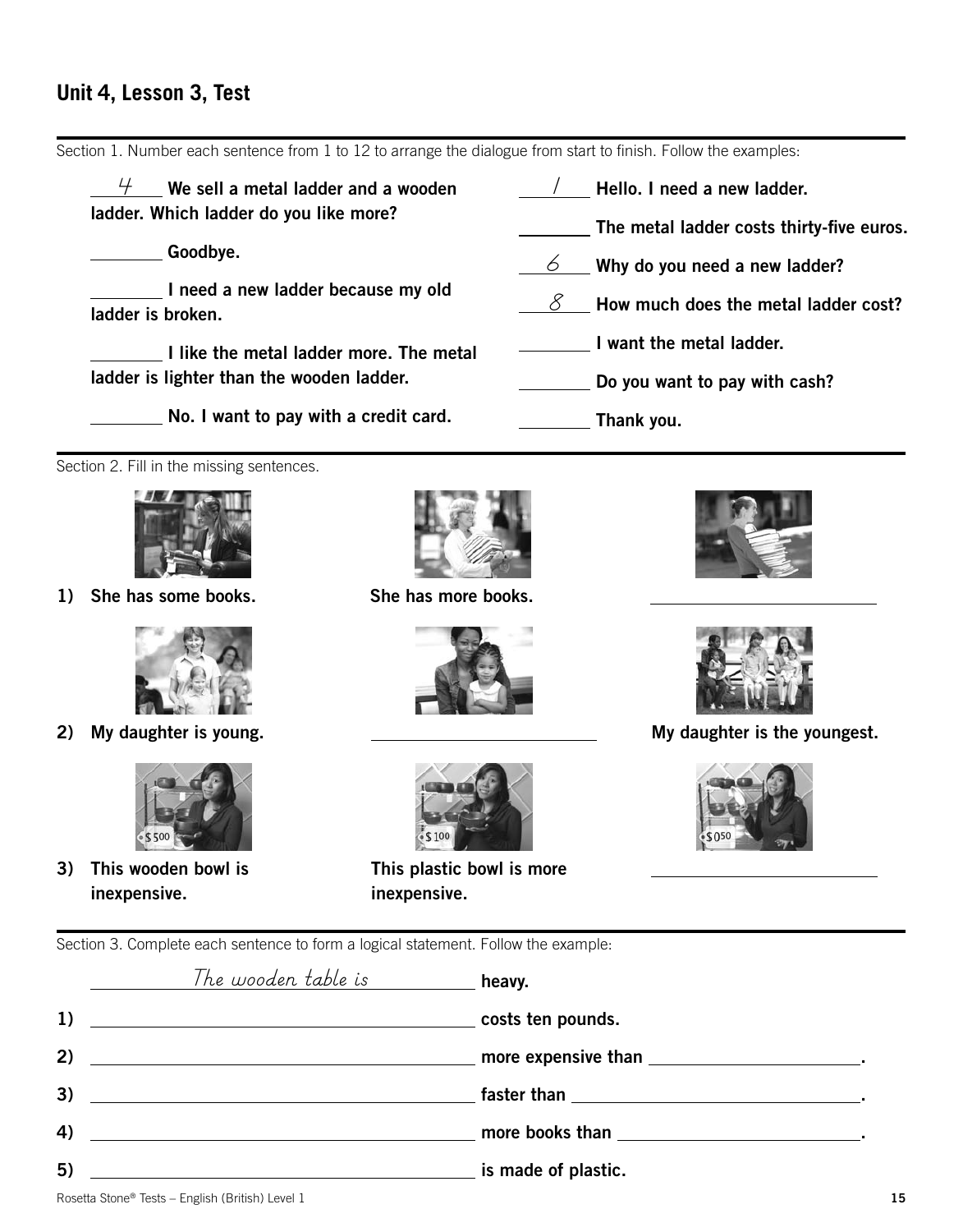## Unit 4, Lesson 3, Test

Section 1. Number each sentence from 1 to 12 to arrange the dialogue from start to finish. Follow the examples:

**4** **We sell a metal ladder and a wooden ladder. Which ladder do you like more?**

\_\_\_\_\_\_\_\_ **Goodbye.**

\_\_\_\_\_\_\_\_ **I need a new ladder because my old ladder is broken.**

\_\_\_\_\_\_\_\_ **I like the metal ladder more. The metal ladder is lighter than the wooden ladder.**

\_\_\_\_\_\_\_\_ **No. I want to pay with a credit card.**

**1** **Hello. I need a new ladder.**

\_\_\_\_\_\_\_\_ **The metal ladder costs thirty-five euros.**

**6** **Why do you need a new ladder?**

**8** **How much does the metal ladder cost?**

\_\_\_\_\_\_\_\_ **I want the metal ladder.**

\_\_\_\_\_\_\_\_ **Do you want to pay with cash?**

\_\_\_\_\_\_\_\_ **Thank you.**

Section 2. Fill in the missing sentences.

1) **She has some books.** | **She has more books.** | \_\_\_\_\_\_\_\_\_\_\_\_\_\_\_\_\_\_\_\_

2) **My daughter is young.** | \_\_\_\_\_\_\_\_\_\_\_\_\_\_\_\_\_\_\_\_ | **My daughter is the youngest.**

3) **This wooden bowl is inexpensive.** | **This plastic bowl is more inexpensive.** | \_\_\_\_\_\_\_\_\_\_\_\_\_\_\_\_\_\_\_\_

Section 3. Complete each sentence to form a logical statement. Follow the example:

*The wooden table is* **heavy.**

1) \_\_\_\_\_\_\_\_\_\_\_\_\_\_\_\_\_\_\_\_\_\_\_\_\_\_\_\_\_\_ **costs ten pounds.**

2) \_\_\_\_\_\_\_\_\_\_\_\_\_\_\_\_\_\_\_\_\_\_\_\_\_\_\_\_\_\_ **more expensive than** \_\_\_\_\_\_\_\_\_\_\_\_\_\_\_\_\_\_\_\_**.**

3) \_\_\_\_\_\_\_\_\_\_\_\_\_\_\_\_\_\_\_\_\_\_\_\_\_\_\_\_\_\_ **faster than** \_\_\_\_\_\_\_\_\_\_\_\_\_\_\_\_\_\_\_\_**.**

4) \_\_\_\_\_\_\_\_\_\_\_\_\_\_\_\_\_\_\_\_\_\_\_\_\_\_\_\_\_\_ **more books than** \_\_\_\_\_\_\_\_\_\_\_\_\_\_\_\_\_\_\_\_**.**

5) \_\_\_\_\_\_\_\_\_\_\_\_\_\_\_\_\_\_\_\_\_\_\_\_\_\_\_\_\_\_ **is made of plastic.**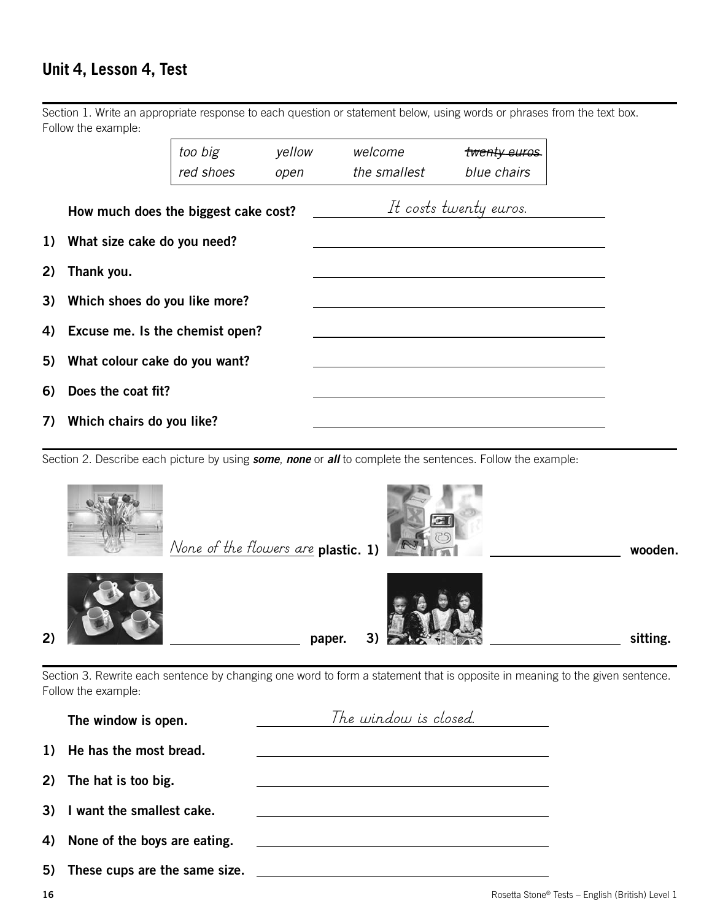## Unit 4, Lesson 4, Test

Section 1. Write an appropriate response to each question or statement below, using words or phrases from the text box. Follow the example:

| | | | |
|---|---|---|---|
| *too big* | *yellow* | *welcome* | ~~*twenty euros*~~ |
| *red shoes* | *open* | *the smallest* | *blue chairs* |

**How much does the biggest cake cost?** *It costs twenty euros.*

1) **What size cake do you need?** ____________________

2) **Thank you.** ____________________

3) **Which shoes do you like more?** ____________________

4) **Excuse me. Is the chemist open?** ____________________

5) **What colour cake do you want?** ____________________

6) **Does the coat fit?** ____________________

7) **Which chairs do you like?** ____________________

Section 2. Describe each picture by using ***some***, ***none*** or ***all*** to complete the sentences. Follow the example:

*None of the flowers are* **plastic.**

1) ____________________ **wooden.**

2) ____________________ **paper.**

3) ____________________ **sitting.**

Section 3. Rewrite each sentence by changing one word to form a statement that is opposite in meaning to the given sentence. Follow the example:

**The window is open.** *The window is closed.*

1) **He has the most bread.** ____________________

2) **The hat is too big.** ____________________

3) **I want the smallest cake.** ____________________

4) **None of the boys are eating.** ____________________

5) **These cups are the same size.** ____________________